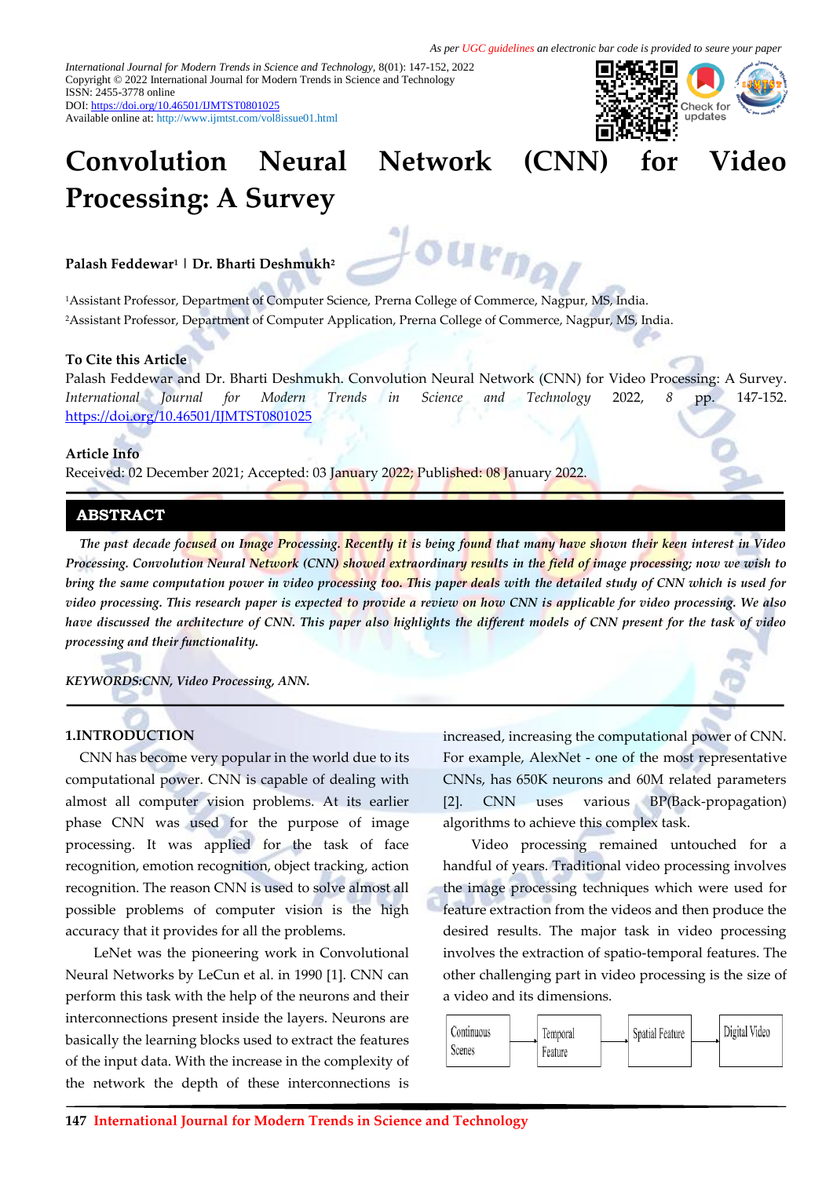As per UGC guidelines an electronic bar code is provided to seure your paper

*International Journal for Modern Trends in Science and Technology*, 8(01): 147-152, 2022
Copyright © 2022 International Journal for Modern Trends in Science and Technology
ISSN: 2455-3778 online
DOI: https://doi.org/10.46501/IJMTST0801025
Available online at: http://www.ijmtst.com/vol8issue01.html

# Convolution Neural Network (CNN) for Video Processing: A Survey

**Palash Feddewar[1] | Dr. Bharti Deshmukh[2]**

[1]Assistant Professor, Department of Computer Science, Prerna College of Commerce, Nagpur, MS, India.
[2]Assistant Professor, Department of Computer Application, Prerna College of Commerce, Nagpur, MS, India.

**To Cite this Article**

Palash Feddewar and Dr. Bharti Deshmukh. Convolution Neural Network (CNN) for Video Processing: A Survey. *International Journal for Modern Trends in Science and Technology* 2022, *8* pp. 147-152. https://doi.org/10.46501/IJMTST0801025

**Article Info**

Received: 02 December 2021; Accepted: 03 January 2022; Published: 08 January 2022.

## ABSTRACT

***The past decade focused on Image Processing. Recently it is being found that many have shown their keen interest in Video Processing. Convolution Neural Network (CNN) showed extraordinary results in the field of image processing; now we wish to bring the same computation power in video processing too. This paper deals with the detailed study of CNN which is used for video processing. This research paper is expected to provide a review on how CNN is applicable for video processing. We also have discussed the architecture of CNN. This paper also highlights the different models of CNN present for the task of video processing and their functionality.***

***KEYWORDS:CNN, Video Processing, ANN.***

## 1.INTRODUCTION

CNN has become very popular in the world due to its computational power. CNN is capable of dealing with almost all computer vision problems. At its earlier phase CNN was used for the purpose of image processing. It was applied for the task of face recognition, emotion recognition, object tracking, action recognition. The reason CNN is used to solve almost all possible problems of computer vision is the high accuracy that it provides for all the problems.

LeNet was the pioneering work in Convolutional Neural Networks by LeCun et al. in 1990 [1]. CNN can perform this task with the help of the neurons and their interconnections present inside the layers. Neurons are basically the learning blocks used to extract the features of the input data. With the increase in the complexity of the network the depth of these interconnections is increased, increasing the computational power of CNN. For example, AlexNet - one of the most representative CNNs, has 650K neurons and 60M related parameters [2]. CNN uses various BP(Back-propagation) algorithms to achieve this complex task.

Video processing remained untouched for a handful of years. Traditional video processing involves the image processing techniques which were used for feature extraction from the videos and then produce the desired results. The major task in video processing involves the extraction of spatio-temporal features. The other challenging part in video processing is the size of a video and its dimensions.

Continuous Scenes → Temporal Feature → Spatial Feature → Digital Video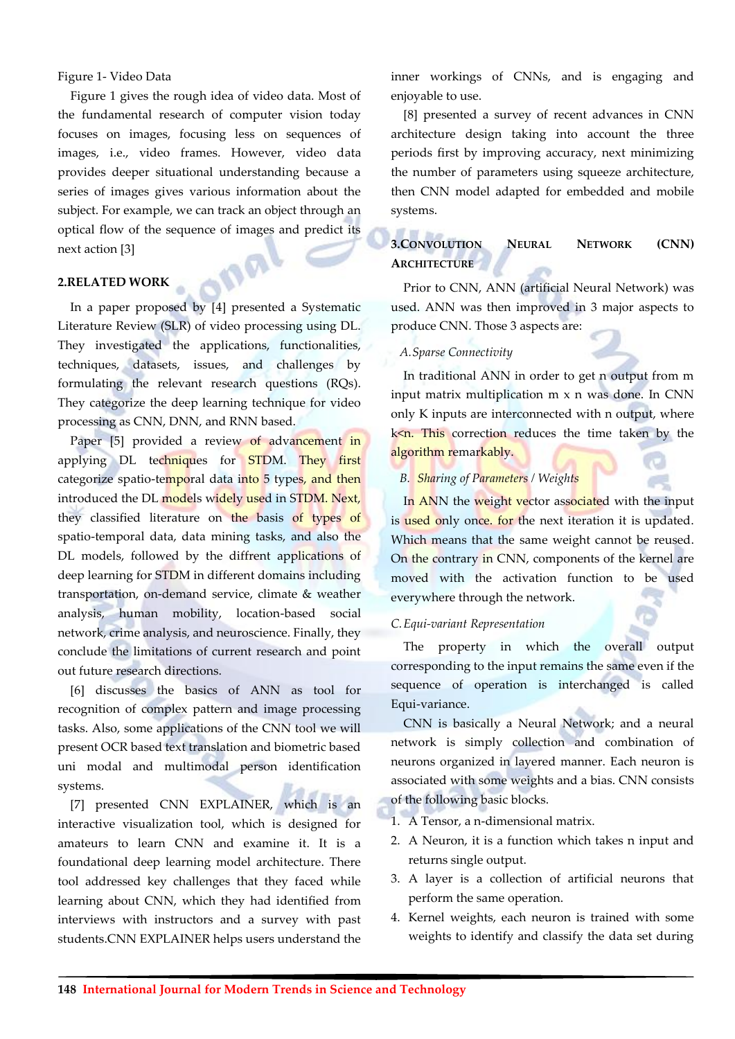Figure 1- Video Data

Figure 1 gives the rough idea of video data. Most of the fundamental research of computer vision today focuses on images, focusing less on sequences of images, i.e., video frames. However, video data provides deeper situational understanding because a series of images gives various information about the subject. For example, we can track an object through an optical flow of the sequence of images and predict its next action [3]

## 2.RELATED WORK

In a paper proposed by [4] presented a Systematic Literature Review (SLR) of video processing using DL. They investigated the applications, functionalities, techniques, datasets, issues, and challenges by formulating the relevant research questions (RQs). They categorize the deep learning technique for video processing as CNN, DNN, and RNN based.

Paper [5] provided a review of advancement in applying DL techniques for STDM. They first categorize spatio-temporal data into 5 types, and then introduced the DL models widely used in STDM. Next, they classified literature on the basis of types of spatio-temporal data, data mining tasks, and also the DL models, followed by the diffrent applications of deep learning for STDM in different domains including transportation, on-demand service, climate & weather analysis, human mobility, location-based social network, crime analysis, and neuroscience. Finally, they conclude the limitations of current research and point out future research directions.

[6] discusses the basics of ANN as tool for recognition of complex pattern and image processing tasks. Also, some applications of the CNN tool we will present OCR based text translation and biometric based uni modal and multimodal person identification systems.

[7] presented CNN EXPLAINER, which is an interactive visualization tool, which is designed for amateurs to learn CNN and examine it. It is a foundational deep learning model architecture. There tool addressed key challenges that they faced while learning about CNN, which they had identified from interviews with instructors and a survey with past students.CNN EXPLAINER helps users understand the inner workings of CNNs, and is engaging and enjoyable to use.

[8] presented a survey of recent advances in CNN architecture design taking into account the three periods first by improving accuracy, next minimizing the number of parameters using squeeze architecture, then CNN model adapted for embedded and mobile systems.

## 3.CONVOLUTION NEURAL NETWORK (CNN) ARCHITECTURE

Prior to CNN, ANN (artificial Neural Network) was used. ANN was then improved in 3 major aspects to produce CNN. Those 3 aspects are:

*A. Sparse Connectivity*

In traditional ANN in order to get n output from m input matrix multiplication m x n was done. In CNN only K inputs are interconnected with n output, where k<n. This correction reduces the time taken by the algorithm remarkably.

*B. Sharing of Parameters / Weights*

In ANN the weight vector associated with the input is used only once. for the next iteration it is updated. Which means that the same weight cannot be reused. On the contrary in CNN, components of the kernel are moved with the activation function to be used everywhere through the network.

*C. Equi-variant Representation*

The property in which the overall output corresponding to the input remains the same even if the sequence of operation is interchanged is called Equi-variance.

CNN is basically a Neural Network; and a neural network is simply collection and combination of neurons organized in layered manner. Each neuron is associated with some weights and a bias. CNN consists of the following basic blocks.

1. A Tensor, a n-dimensional matrix.
2. A Neuron, it is a function which takes n input and returns single output.
3. A layer is a collection of artificial neurons that perform the same operation.
4. Kernel weights, each neuron is trained with some weights to identify and classify the data set during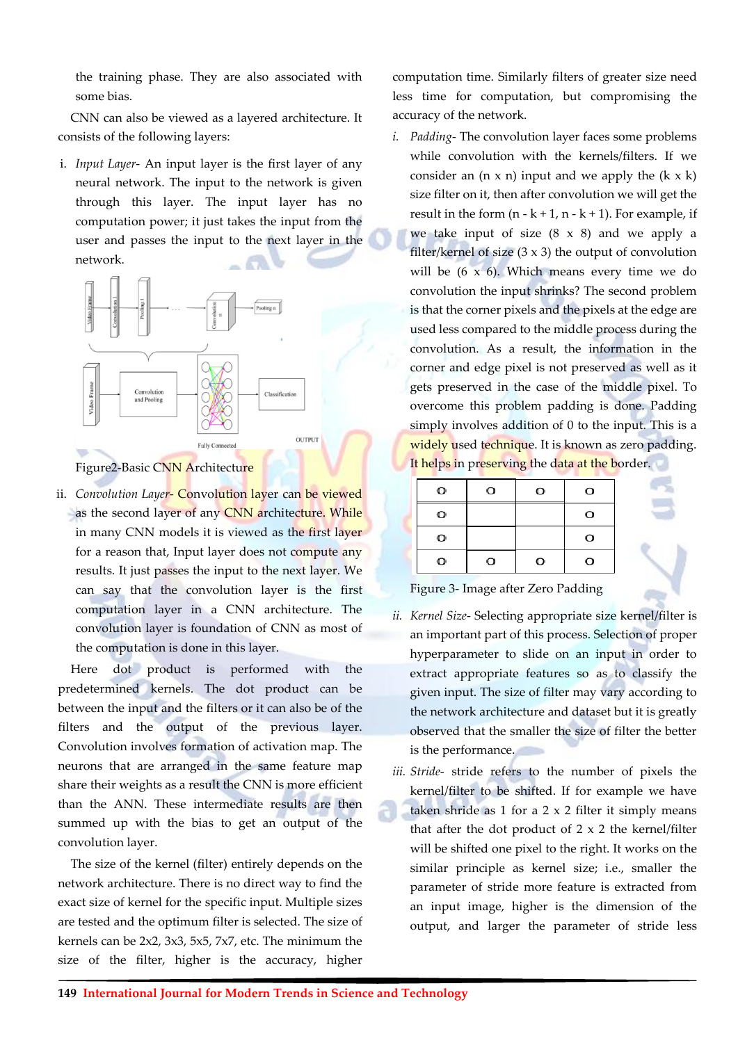the training phase. They are also associated with some bias.

CNN can also be viewed as a layered architecture. It consists of the following layers:

i. *Input Layer*- An input layer is the first layer of any neural network. The input to the network is given through this layer. The input layer has no computation power; it just takes the input from the user and passes the input to the next layer in the network.

Figure2-Basic CNN Architecture

ii. *Convolution Layer*- Convolution layer can be viewed as the second layer of any CNN architecture. While in many CNN models it is viewed as the first layer for a reason that, Input layer does not compute any results. It just passes the input to the next layer. We can say that the convolution layer is the first computation layer in a CNN architecture. The convolution layer is foundation of CNN as most of the computation is done in this layer.

Here dot product is performed with the predetermined kernels. The dot product can be between the input and the filters or it can also be of the filters and the output of the previous layer. Convolution involves formation of activation map. The neurons that are arranged in the same feature map share their weights as a result the CNN is more efficient than the ANN. These intermediate results are then summed up with the bias to get an output of the convolution layer.

The size of the kernel (filter) entirely depends on the network architecture. There is no direct way to find the exact size of kernel for the specific input. Multiple sizes are tested and the optimum filter is selected. The size of kernels can be 2x2, 3x3, 5x5, 7x7, etc. The minimum the size of the filter, higher is the accuracy, higher computation time. Similarly filters of greater size need less time for computation, but compromising the accuracy of the network.

i. *Padding*- The convolution layer faces some problems while convolution with the kernels/filters. If we consider an (n x n) input and we apply the (k x k) size filter on it, then after convolution we will get the result in the form (n - k + 1, n - k + 1). For example, if we take input of size (8 x 8) and we apply a filter/kernel of size (3 x 3) the output of convolution will be (6 x 6). Which means every time we do convolution the input shrinks? The second problem is that the corner pixels and the pixels at the edge are used less compared to the middle process during the convolution. As a result, the information in the corner and edge pixel is not preserved as well as it gets preserved in the case of the middle pixel. To overcome this problem padding is done. Padding simply involves addition of 0 to the input. This is a widely used technique. It is known as zero padding. It helps in preserving the data at the border.

| 0 | 0 | 0 | 0 |
|---|---|---|---|
| 0 | | | 0 |
| 0 | | | 0 |
| 0 | 0 | 0 | 0 |

Figure 3- Image after Zero Padding

ii. *Kernel Size*- Selecting appropriate size kernel/filter is an important part of this process. Selection of proper hyperparameter to slide on an input in order to extract appropriate features so as to classify the given input. The size of filter may vary according to the network architecture and dataset but it is greatly observed that the smaller the size of filter the better is the performance.

iii. *Stride*- stride refers to the number of pixels the kernel/filter to be shifted. If for example we have taken shride as 1 for a 2 x 2 filter it simply means that after the dot product of 2 x 2 the kernel/filter will be shifted one pixel to the right. It works on the similar principle as kernel size; i.e., smaller the parameter of stride more feature is extracted from an input image, higher is the dimension of the output, and larger the parameter of stride less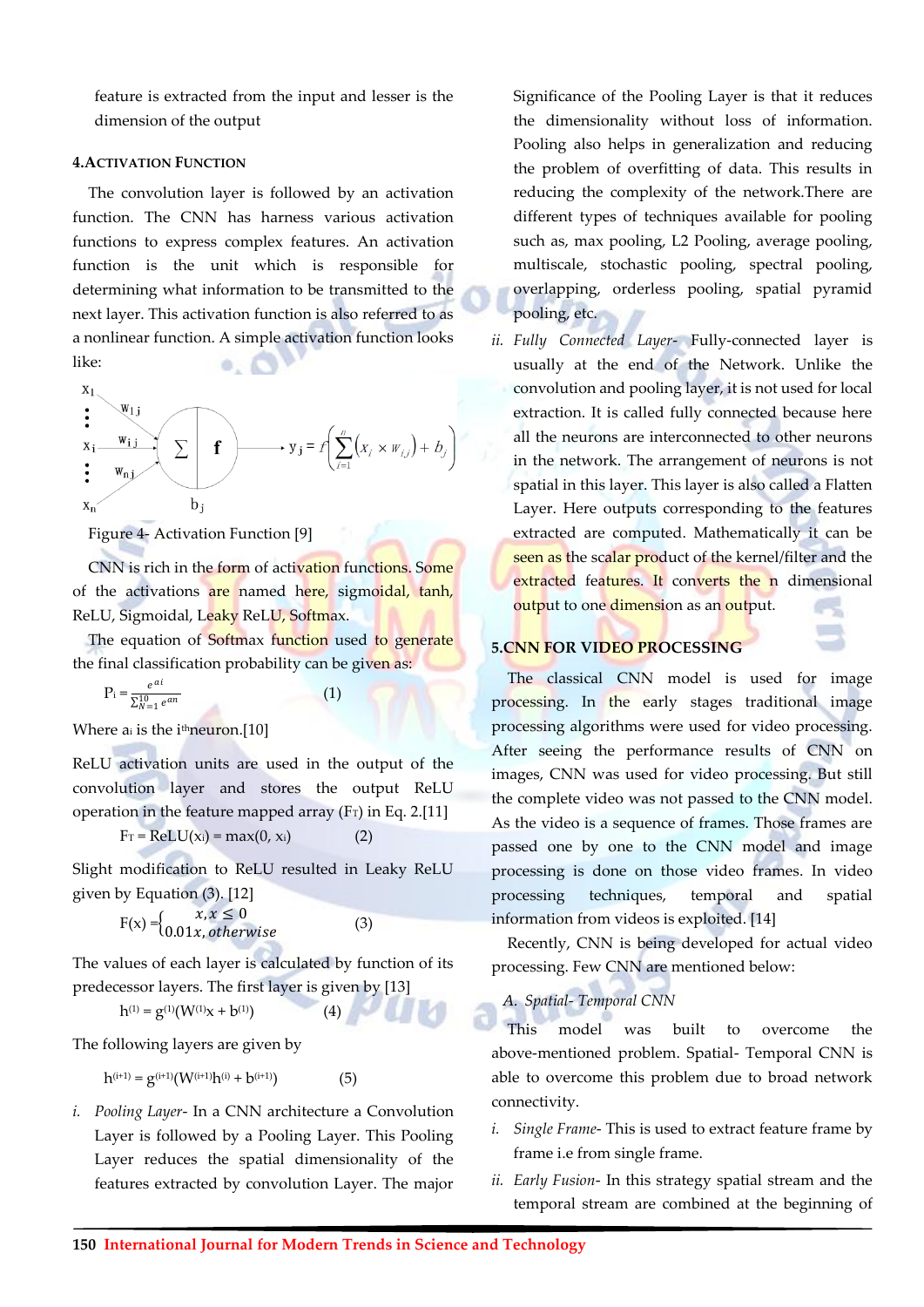feature is extracted from the input and lesser is the dimension of the output

### 4. Activation Function

The convolution layer is followed by an activation function. The CNN has harness various activation functions to express complex features. An activation function is the unit which is responsible for determining what information to be transmitted to the next layer. This activation function is also referred to as a nonlinear function. A simple activation function looks like:

$$y_j = f\left(\sum_{i=1}^{n}\left(x_i \times w_{i,j}\right) + b_j\right)$$

Figure 4- Activation Function [9]

CNN is rich in the form of activation functions. Some of the activations are named here, sigmoidal, tanh, ReLU, Sigmoidal, Leaky ReLU, Softmax.

The equation of Softmax function used to generate the final classification probability can be given as:

$$P_i = \frac{e^{ai}}{\sum_{N=1}^{10} e^{an}} \quad (1)$$

Where $a_i$ is the $i^{th}$ neuron.[10]

ReLU activation units are used in the output of the convolution layer and stores the output ReLU operation in the feature mapped array ($F_T$) in Eq. 2.[11]

$$F_T = \text{ReLU}(x_i) = \max(0, x_i) \quad (2)$$

Slight modification to ReLU resulted in Leaky ReLU given by Equation (3). [12]

$$F(x) = \begin{cases} x, x \leq 0 \\ 0.01x, otherwise \end{cases} \quad (3)$$

The values of each layer is calculated by function of its predecessor layers. The first layer is given by [13]

$$h^{(1)} = g^{(1)}(W^{(1)}x + b^{(1)}) \quad (4)$$

The following layers are given by

$$h^{(i+1)} = g^{(i+1)}(W^{(i+1)}h^{(i)} + b^{(i+1)}) \quad (5)$$

i. *Pooling Layer-* In a CNN architecture a Convolution Layer is followed by a Pooling Layer. This Pooling Layer reduces the spatial dimensionality of the features extracted by convolution Layer. The major Significance of the Pooling Layer is that it reduces the dimensionality without loss of information. Pooling also helps in generalization and reducing the problem of overfitting of data. This results in reducing the complexity of the network.There are different types of techniques available for pooling such as, max pooling, L2 Pooling, average pooling, multiscale, stochastic pooling, spectral pooling, overlapping, orderless pooling, spatial pyramid pooling, etc.

ii. *Fully Connected Layer-* Fully-connected layer is usually at the end of the Network. Unlike the convolution and pooling layer, it is not used for local extraction. It is called fully connected because here all the neurons are interconnected to other neurons in the network. The arrangement of neurons is not spatial in this layer. This layer is also called a Flatten Layer. Here outputs corresponding to the features extracted are computed. Mathematically it can be seen as the scalar product of the kernel/filter and the extracted features. It converts the n dimensional output to one dimension as an output.

### 5. CNN FOR VIDEO PROCESSING

The classical CNN model is used for image processing. In the early stages traditional image processing algorithms were used for video processing. After seeing the performance results of CNN on images, CNN was used for video processing. But still the complete video was not passed to the CNN model. As the video is a sequence of frames. Those frames are passed one by one to the CNN model and image processing is done on those video frames. In video processing techniques, temporal and spatial information from videos is exploited. [14]

Recently, CNN is being developed for actual video processing. Few CNN are mentioned below:

*A. Spatial- Temporal CNN*

This model was built to overcome the above-mentioned problem. Spatial- Temporal CNN is able to overcome this problem due to broad network connectivity.

i. *Single Frame-* This is used to extract feature frame by frame i.e from single frame.

ii. *Early Fusion-* In this strategy spatial stream and the temporal stream are combined at the beginning of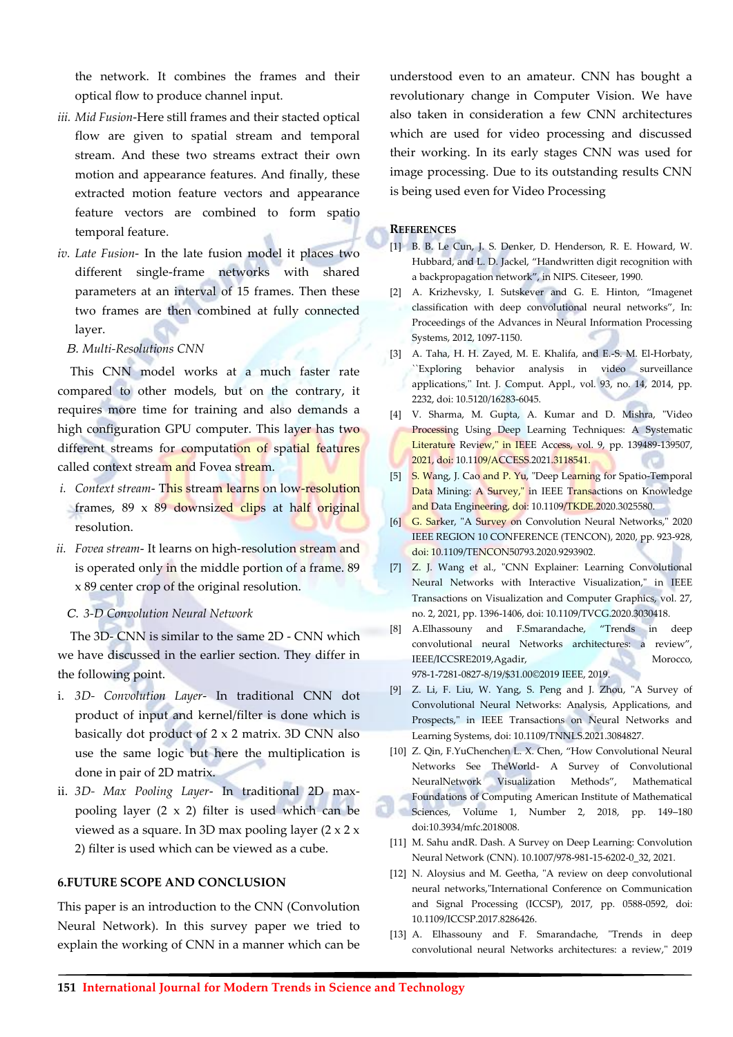the network. It combines the frames and their optical flow to produce channel input.

iii. *Mid Fusion*-Here still frames and their stacted optical flow are given to spatial stream and temporal stream. And these two streams extract their own motion and appearance features. And finally, these extracted motion feature vectors and appearance feature vectors are combined to form spatio temporal feature.

iv. *Late Fusion*- In the late fusion model it places two different single-frame networks with shared parameters at an interval of 15 frames. Then these two frames are then combined at fully connected layer.

*B. Multi-Resolutions CNN*

This CNN model works at a much faster rate compared to other models, but on the contrary, it requires more time for training and also demands a high configuration GPU computer. This layer has two different streams for computation of spatial features called context stream and Fovea stream.

i. *Context stream*- This stream learns on low-resolution frames, 89 x 89 downsized clips at half original resolution.

ii. *Fovea stream*- It learns on high-resolution stream and is operated only in the middle portion of a frame. 89 x 89 center crop of the original resolution.

*C. 3-D Convolution Neural Network*

The 3D- CNN is similar to the same 2D - CNN which we have discussed in the earlier section. They differ in the following point.

i. *3D- Convolution Layer*- In traditional CNN dot product of input and kernel/filter is done which is basically dot product of 2 x 2 matrix. 3D CNN also use the same logic but here the multiplication is done in pair of 2D matrix.

ii. *3D- Max Pooling Layer*- In traditional 2D max-pooling layer (2 x 2) filter is used which can be viewed as a square. In 3D max pooling layer (2 x 2 x 2) filter is used which can be viewed as a cube.

## 6.FUTURE SCOPE AND CONCLUSION

This paper is an introduction to the CNN (Convolution Neural Network). In this survey paper we tried to explain the working of CNN in a manner which can be understood even to an amateur. CNN has bought a revolutionary change in Computer Vision. We have also taken in consideration a few CNN architectures which are used for video processing and discussed their working. In its early stages CNN was used for image processing. Due to its outstanding results CNN is being used even for Video Processing

## REFERENCES

[1] B. B. Le Cun, J. S. Denker, D. Henderson, R. E. Howard, W. Hubbard, and L. D. Jackel, "Handwritten digit recognition with a backpropagation network", in NIPS. Citeseer, 1990.

[2] A. Krizhevsky, I. Sutskever and G. E. Hinton, "Imagenet classification with deep convolutional neural networks", In: Proceedings of the Advances in Neural Information Processing Systems, 2012, 1097-1150.

[3] A. Taha, H. H. Zayed, M. E. Khalifa, and E.-S. M. El-Horbaty, ``Exploring behavior analysis in video surveillance applications,'' Int. J. Comput. Appl., vol. 93, no. 14, 2014, pp. 2232, doi: 10.5120/16283-6045.

[4] V. Sharma, M. Gupta, A. Kumar and D. Mishra, "Video Processing Using Deep Learning Techniques: A Systematic Literature Review," in IEEE Access, vol. 9, pp. 139489-139507, 2021, doi: 10.1109/ACCESS.2021.3118541.

[5] S. Wang, J. Cao and P. Yu, "Deep Learning for Spatio-Temporal Data Mining: A Survey," in IEEE Transactions on Knowledge and Data Engineering, doi: 10.1109/TKDE.2020.3025580.

[6] G. Sarker, "A Survey on Convolution Neural Networks," 2020 IEEE REGION 10 CONFERENCE (TENCON), 2020, pp. 923-928, doi: 10.1109/TENCON50793.2020.9293902.

[7] Z. J. Wang et al., "CNN Explainer: Learning Convolutional Neural Networks with Interactive Visualization," in IEEE Transactions on Visualization and Computer Graphics, vol. 27, no. 2, 2021, pp. 1396-1406, doi: 10.1109/TVCG.2020.3030418.

[8] A.Elhassouny and F.Smarandache, "Trends in deep convolutional neural Networks architectures: a review", IEEE/ICCSRE2019,Agadir, Morocco, 978-1-7281-0827-8/19/$31.00©2019 IEEE, 2019.

[9] Z. Li, F. Liu, W. Yang, S. Peng and J. Zhou, "A Survey of Convolutional Neural Networks: Analysis, Applications, and Prospects," in IEEE Transactions on Neural Networks and Learning Systems, doi: 10.1109/TNNLS.2021.3084827.

[10] Z. Qin, F.YuChenchen L. X. Chen, "How Convolutional Neural Networks See TheWorld- A Survey of Convolutional NeuralNetwork Visualization Methods", Mathematical Foundations of Computing American Institute of Mathematical Sciences, Volume 1, Number 2, 2018, pp. 149–180 doi:10.3934/mfc.2018008.

[11] M. Sahu andR. Dash. A Survey on Deep Learning: Convolution Neural Network (CNN). 10.1007/978-981-15-6202-0_32, 2021.

[12] N. Aloysius and M. Geetha, "A review on deep convolutional neural networks,"International Conference on Communication and Signal Processing (ICCSP), 2017, pp. 0588-0592, doi: 10.1109/ICCSP.2017.8286426.

[13] A. Elhassouny and F. Smarandache, "Trends in deep convolutional neural Networks architectures: a review," 2019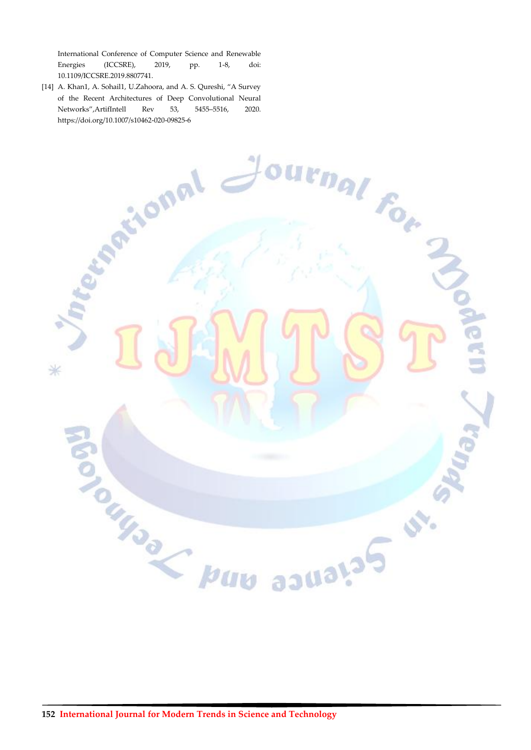International Conference of Computer Science and Renewable Energies (ICCSRE), 2019, pp. 1-8, doi: 10.1109/ICCSRE.2019.8807741.

[14] A. Khan1, A. Sohail1, U.Zahoora, and A. S. Qureshi, "A Survey of the Recent Architectures of Deep Convolutional Neural Networks",ArtifIntell Rev 53, 5455–5516, 2020. https://doi.org/10.1007/s10462-020-09825-6